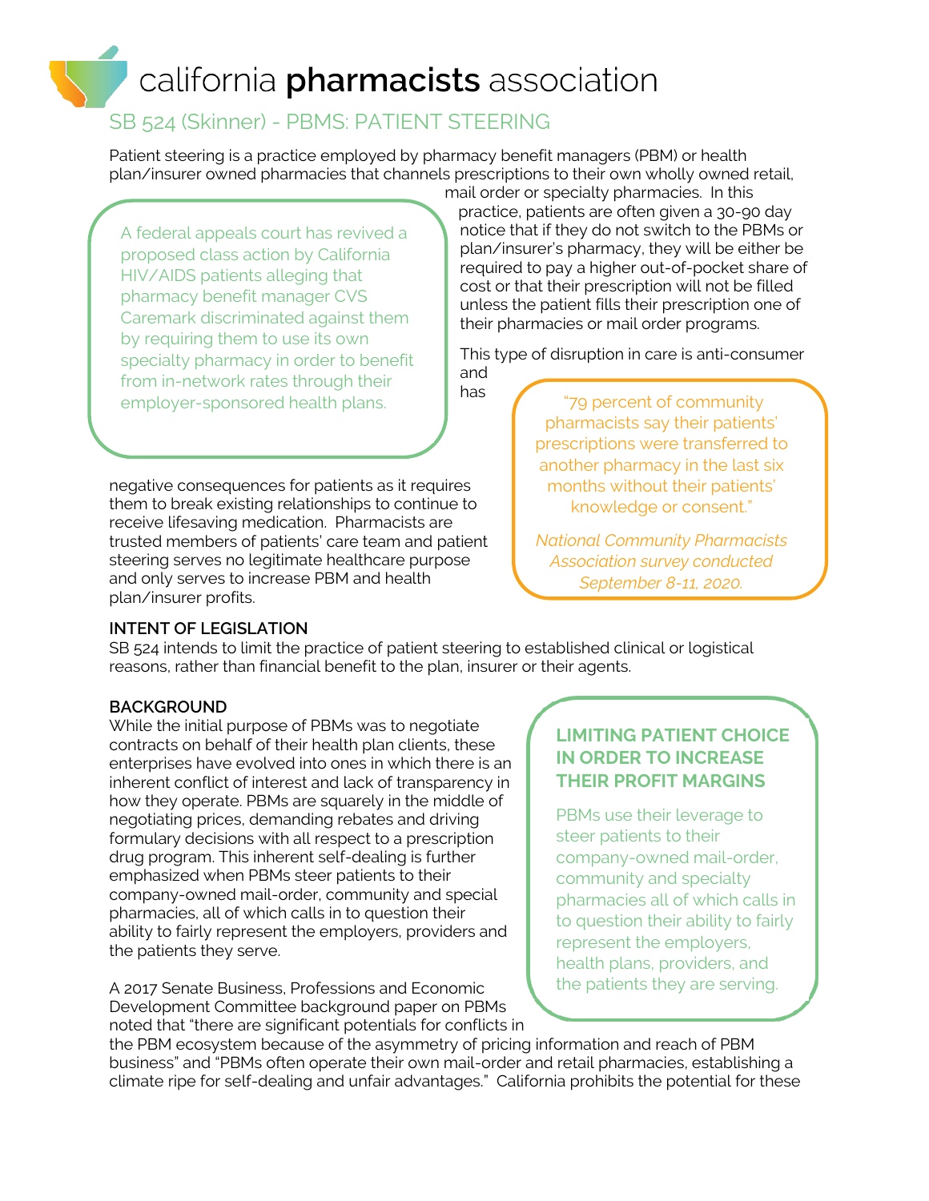# california pharmacists association

## SB 524 (Skinner) - PBMS: PATIENT STEERING

Patient steering is a practice employed by pharmacy benefit managers (PBM) or health plan/insurer owned pharmacies that channels prescriptions to their own wholly owned retail, mail order or specialty pharmacies. In this practice, patients are often given a 30-90 day notice that if they do not switch to the PBMs or plan/insurer's pharmacy, they will be either be required to pay a higher out-of-pocket share of cost or that their prescription will not be filled unless the patient fills their prescription one of their pharmacies or mail order programs.

> A federal appeals court has revived a proposed class action by California HIV/AIDS patients alleging that pharmacy benefit manager CVS Caremark discriminated against them by requiring them to use its own specialty pharmacy in order to benefit from in-network rates through their employer-sponsored health plans.

This type of disruption in care is anti-consumer and has negative consequences for patients as it requires them to break existing relationships to continue to receive lifesaving medication. Pharmacists are trusted members of patients' care team and patient steering serves no legitimate healthcare purpose and only serves to increase PBM and health plan/insurer profits.

> "79 percent of community pharmacists say their patients' prescriptions were transferred to another pharmacy in the last six months without their patients' knowledge or consent."
>
> *National Community Pharmacists Association survey conducted September 8-11, 2020.*

**INTENT OF LEGISLATION**

SB 524 intends to limit the practice of patient steering to established clinical or logistical reasons, rather than financial benefit to the plan, insurer or their agents.

**BACKGROUND**

While the initial purpose of PBMs was to negotiate contracts on behalf of their health plan clients, these enterprises have evolved into ones in which there is an inherent conflict of interest and lack of transparency in how they operate. PBMs are squarely in the middle of negotiating prices, demanding rebates and driving formulary decisions with all respect to a prescription drug program. This inherent self-dealing is further emphasized when PBMs steer patients to their company-owned mail-order, community and special pharmacies, all of which calls in to question their ability to fairly represent the employers, providers and the patients they serve.

> **LIMITING PATIENT CHOICE IN ORDER TO INCREASE THEIR PROFIT MARGINS**
>
> PBMs use their leverage to steer patients to their company-owned mail-order, community and specialty pharmacies all of which calls in to question their ability to fairly represent the employers, health plans, providers, and the patients they are serving.

A 2017 Senate Business, Professions and Economic Development Committee background paper on PBMs noted that "there are significant potentials for conflicts in the PBM ecosystem because of the asymmetry of pricing information and reach of PBM business" and "PBMs often operate their own mail-order and retail pharmacies, establishing a climate ripe for self-dealing and unfair advantages." California prohibits the potential for these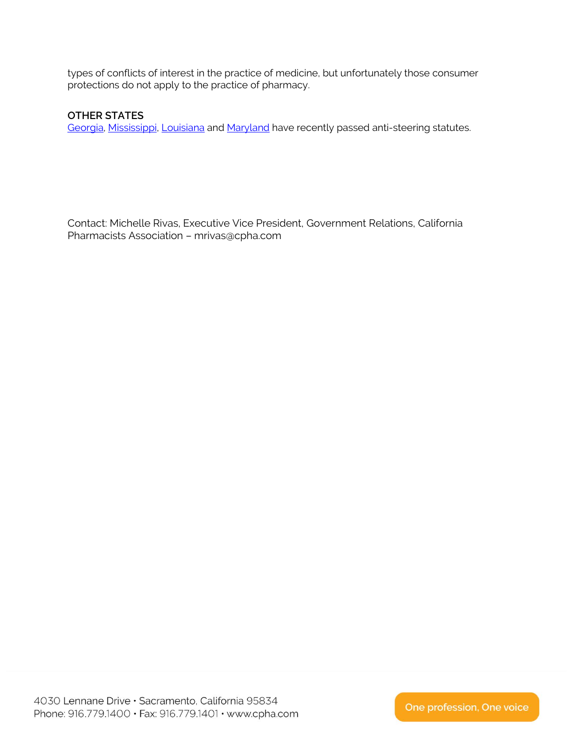types of conflicts of interest in the practice of medicine, but unfortunately those consumer protections do not apply to the practice of pharmacy.

**OTHER STATES**

Georgia, Mississippi, Louisiana and Maryland have recently passed anti-steering statutes.

Contact: Michelle Rivas, Executive Vice President, Government Relations, California Pharmacists Association – mrivas@cpha.com